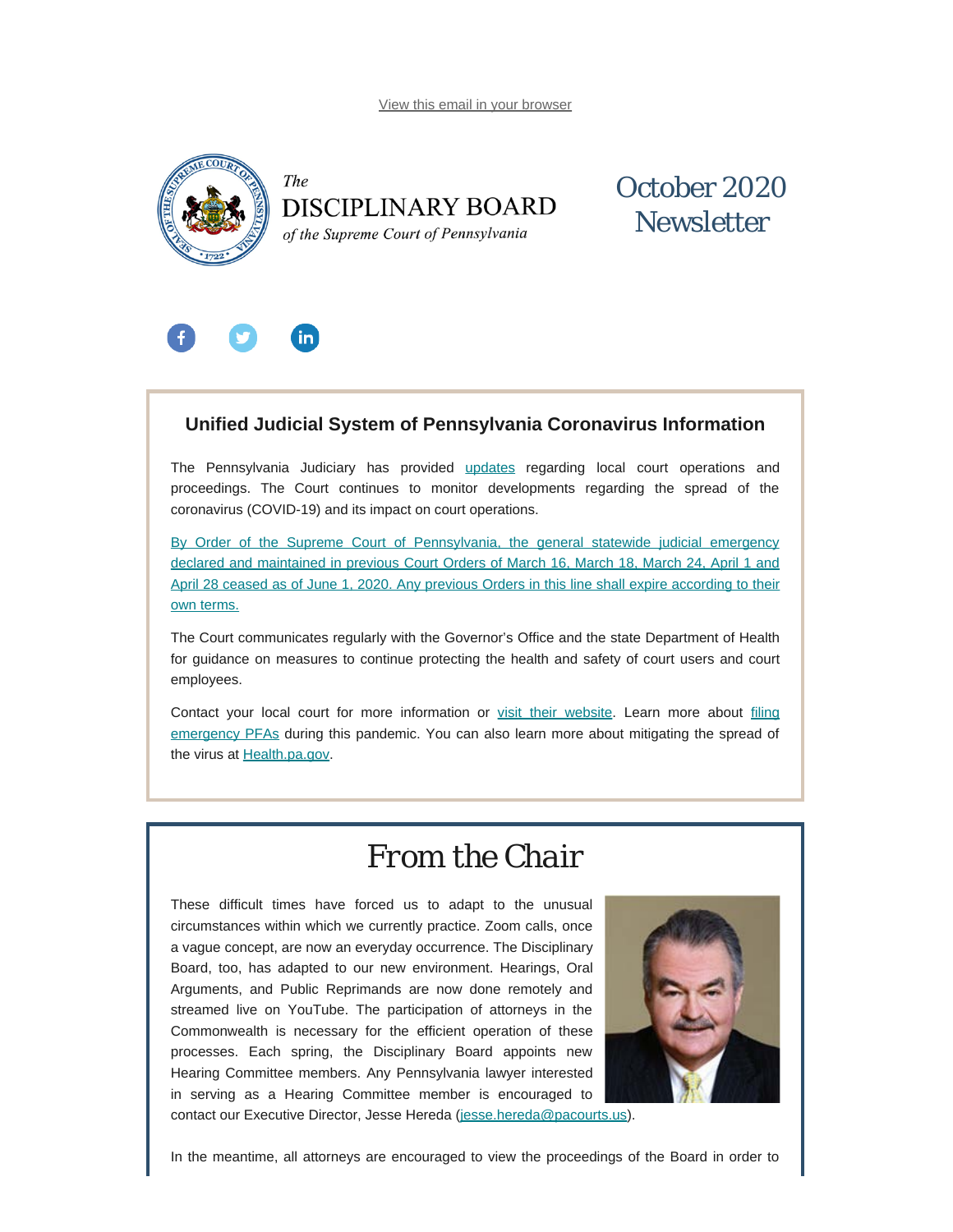View this email in your browser

*The*
# DISCIPLINARY BOARD
*of the Supreme Court of Pennsylvania*

## October 2020 Newsletter

### Unified Judicial System of Pennsylvania Coronavirus Information

The Pennsylvania Judiciary has provided updates regarding local court operations and proceedings. The Court continues to monitor developments regarding the spread of the coronavirus (COVID-19) and its impact on court operations.

By Order of the Supreme Court of Pennsylvania, the general statewide judicial emergency declared and maintained in previous Court Orders of March 16, March 18, March 24, April 1 and April 28 ceased as of June 1, 2020. Any previous Orders in this line shall expire according to their own terms.

The Court communicates regularly with the Governor's Office and the state Department of Health for guidance on measures to continue protecting the health and safety of court users and court employees.

Contact your local court for more information or visit their website. Learn more about filing emergency PFAs during this pandemic. You can also learn more about mitigating the spread of the virus at Health.pa.gov.

## From the Chair

These difficult times have forced us to adapt to the unusual circumstances within which we currently practice. Zoom calls, once a vague concept, are now an everyday occurrence. The Disciplinary Board, too, has adapted to our new environment. Hearings, Oral Arguments, and Public Reprimands are now done remotely and streamed live on YouTube. The participation of attorneys in the Commonwealth is necessary for the efficient operation of these processes. Each spring, the Disciplinary Board appoints new Hearing Committee members. Any Pennsylvania lawyer interested in serving as a Hearing Committee member is encouraged to contact our Executive Director, Jesse Hereda (jesse.hereda@pacourts.us).

In the meantime, all attorneys are encouraged to view the proceedings of the Board in order to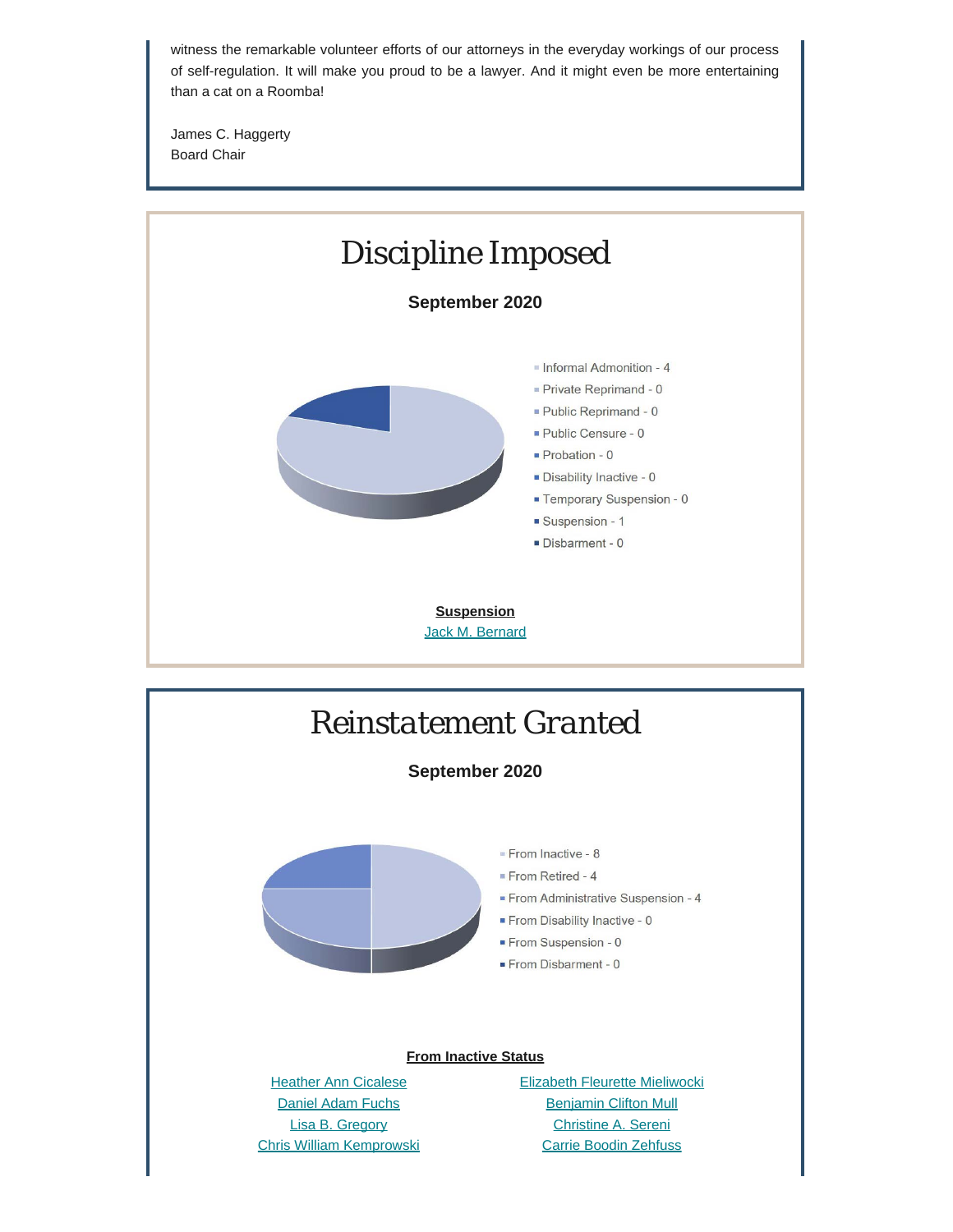witness the remarkable volunteer efforts of our attorneys in the everyday workings of our process of self-regulation. It will make you proud to be a lawyer. And it might even be more entertaining than a cat on a Roomba!

James C. Haggerty
Board Chair

# Discipline Imposed

**September 2020**

- Informal Admonition - 4
- Private Reprimand - 0
- Public Reprimand - 0
- Public Censure - 0
- Probation - 0
- Disability Inactive - 0
- Temporary Suspension - 0
- Suspension - 1
- Disbarment - 0

**Suspension**

Jack M. Bernard

# Reinstatement Granted

**September 2020**

- From Inactive - 8
- From Retired - 4
- From Administrative Suspension - 4
- From Disability Inactive - 0
- From Suspension - 0
- From Disbarment - 0

**From Inactive Status**

Heather Ann Cicalese
Daniel Adam Fuchs
Lisa B. Gregory
Chris William Kemprowski
Elizabeth Fleurette Mieliwocki
Benjamin Clifton Mull
Christine A. Sereni
Carrie Boodin Zehfuss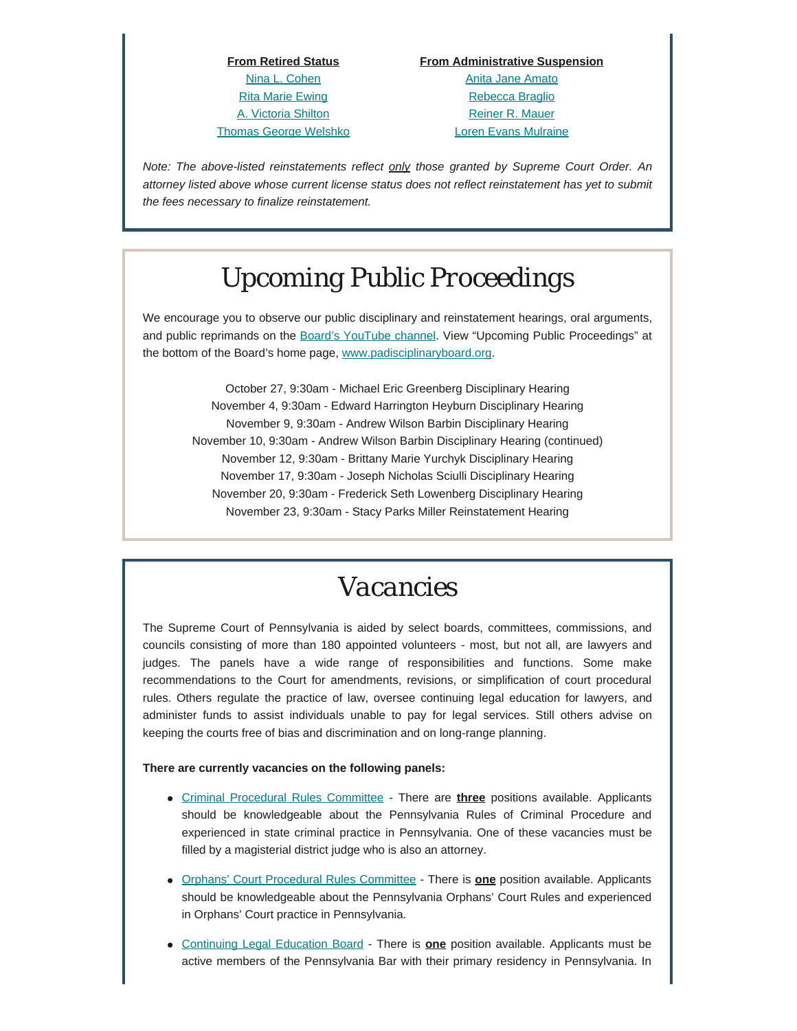| From Retired Status | From Administrative Suspension |
| --- | --- |
| Nina L. Cohen | Anita Jane Amato |
| Rita Marie Ewing | Rebecca Braglio |
| A. Victoria Shilton | Reiner R. Mauer |
| Thomas George Welshko | Loren Evans Mulraine |

*Note: The above-listed reinstatements reflect only those granted by Supreme Court Order. An attorney listed above whose current license status does not reflect reinstatement has yet to submit the fees necessary to finalize reinstatement.*

# Upcoming Public Proceedings

We encourage you to observe our public disciplinary and reinstatement hearings, oral arguments, and public reprimands on the Board's YouTube channel. View "Upcoming Public Proceedings" at the bottom of the Board's home page, www.padisciplinaryboard.org.

October 27, 9:30am - Michael Eric Greenberg Disciplinary Hearing
November 4, 9:30am - Edward Harrington Heyburn Disciplinary Hearing
November 9, 9:30am - Andrew Wilson Barbin Disciplinary Hearing
November 10, 9:30am - Andrew Wilson Barbin Disciplinary Hearing (continued)
November 12, 9:30am - Brittany Marie Yurchyk Disciplinary Hearing
November 17, 9:30am - Joseph Nicholas Sciulli Disciplinary Hearing
November 20, 9:30am - Frederick Seth Lowenberg Disciplinary Hearing
November 23, 9:30am - Stacy Parks Miller Reinstatement Hearing

# Vacancies

The Supreme Court of Pennsylvania is aided by select boards, committees, commissions, and councils consisting of more than 180 appointed volunteers - most, but not all, are lawyers and judges. The panels have a wide range of responsibilities and functions. Some make recommendations to the Court for amendments, revisions, or simplification of court procedural rules. Others regulate the practice of law, oversee continuing legal education for lawyers, and administer funds to assist individuals unable to pay for legal services. Still others advise on keeping the courts free of bias and discrimination and on long-range planning.

**There are currently vacancies on the following panels:**

- Criminal Procedural Rules Committee - There are **three** positions available. Applicants should be knowledgeable about the Pennsylvania Rules of Criminal Procedure and experienced in state criminal practice in Pennsylvania. One of these vacancies must be filled by a magisterial district judge who is also an attorney.
- Orphans' Court Procedural Rules Committee - There is **one** position available. Applicants should be knowledgeable about the Pennsylvania Orphans' Court Rules and experienced in Orphans' Court practice in Pennsylvania.
- Continuing Legal Education Board - There is **one** position available. Applicants must be active members of the Pennsylvania Bar with their primary residency in Pennsylvania. In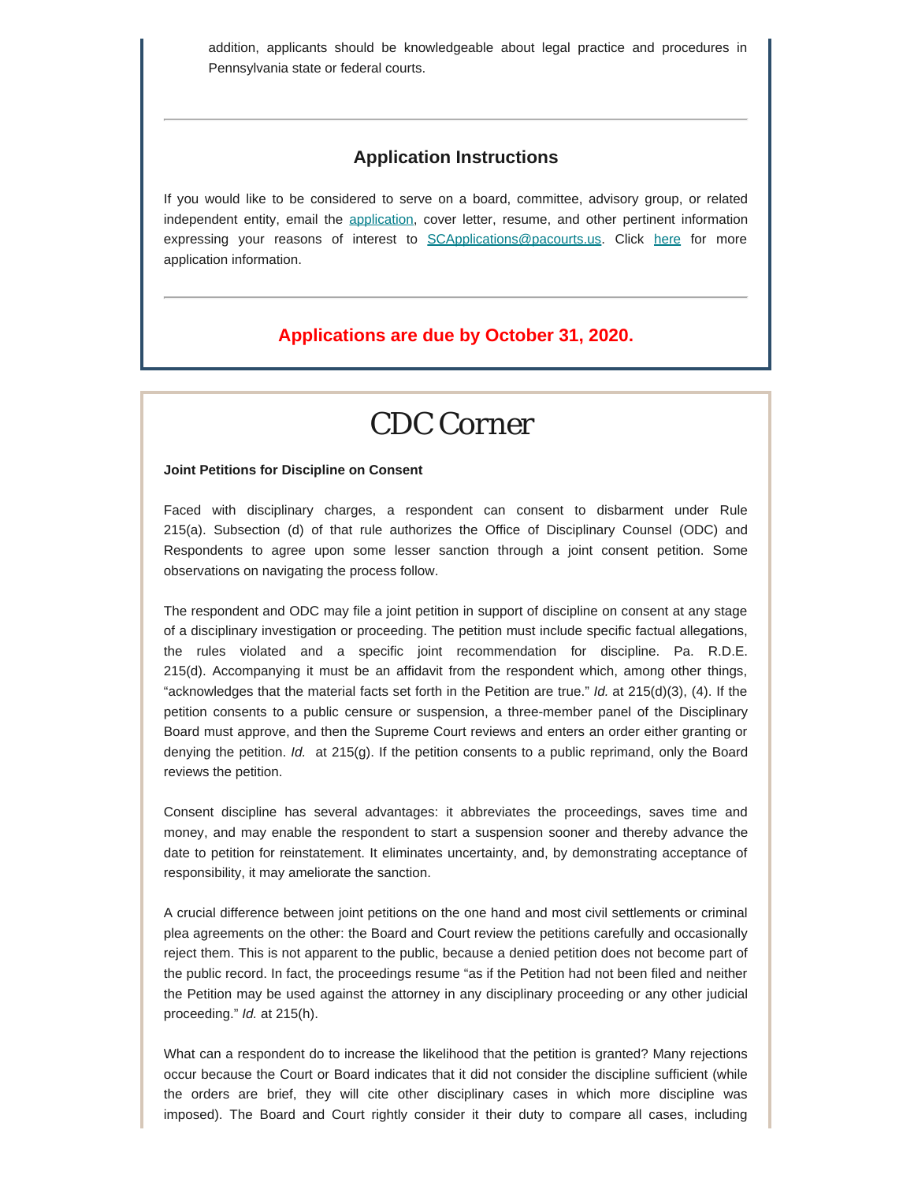addition, applicants should be knowledgeable about legal practice and procedures in Pennsylvania state or federal courts.

---

### Application Instructions

If you would like to be considered to serve on a board, committee, advisory group, or related independent entity, email the application, cover letter, resume, and other pertinent information expressing your reasons of interest to SCApplications@pacourts.us. Click here for more application information.

---

**Applications are due by October 31, 2020.**

# CDC Corner

**Joint Petitions for Discipline on Consent**

Faced with disciplinary charges, a respondent can consent to disbarment under Rule 215(a). Subsection (d) of that rule authorizes the Office of Disciplinary Counsel (ODC) and Respondents to agree upon some lesser sanction through a joint consent petition. Some observations on navigating the process follow.

The respondent and ODC may file a joint petition in support of discipline on consent at any stage of a disciplinary investigation or proceeding. The petition must include specific factual allegations, the rules violated and a specific joint recommendation for discipline. Pa. R.D.E. 215(d). Accompanying it must be an affidavit from the respondent which, among other things, "acknowledges that the material facts set forth in the Petition are true." *Id.* at 215(d)(3), (4). If the petition consents to a public censure or suspension, a three-member panel of the Disciplinary Board must approve, and then the Supreme Court reviews and enters an order either granting or denying the petition. *Id.* at 215(g). If the petition consents to a public reprimand, only the Board reviews the petition.

Consent discipline has several advantages: it abbreviates the proceedings, saves time and money, and may enable the respondent to start a suspension sooner and thereby advance the date to petition for reinstatement. It eliminates uncertainty, and, by demonstrating acceptance of responsibility, it may ameliorate the sanction.

A crucial difference between joint petitions on the one hand and most civil settlements or criminal plea agreements on the other: the Board and Court review the petitions carefully and occasionally reject them. This is not apparent to the public, because a denied petition does not become part of the public record. In fact, the proceedings resume "as if the Petition had not been filed and neither the Petition may be used against the attorney in any disciplinary proceeding or any other judicial proceeding." *Id.* at 215(h).

What can a respondent do to increase the likelihood that the petition is granted? Many rejections occur because the Court or Board indicates that it did not consider the discipline sufficient (while the orders are brief, they will cite other disciplinary cases in which more discipline was imposed). The Board and Court rightly consider it their duty to compare all cases, including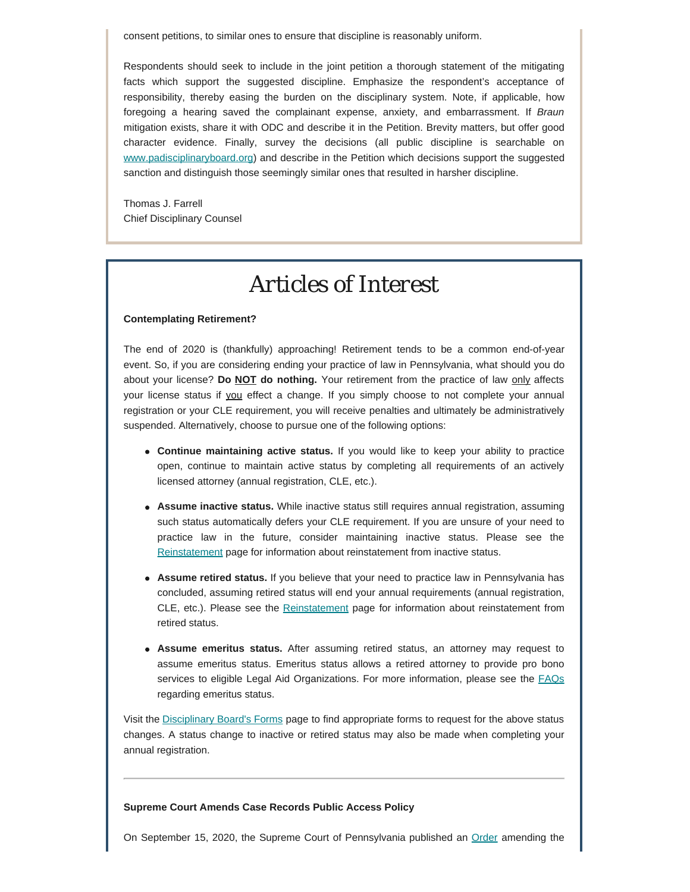consent petitions, to similar ones to ensure that discipline is reasonably uniform.

Respondents should seek to include in the joint petition a thorough statement of the mitigating facts which support the suggested discipline. Emphasize the respondent's acceptance of responsibility, thereby easing the burden on the disciplinary system. Note, if applicable, how foregoing a hearing saved the complainant expense, anxiety, and embarrassment. If *Braun* mitigation exists, share it with ODC and describe it in the Petition. Brevity matters, but offer good character evidence. Finally, survey the decisions (all public discipline is searchable on [www.padisciplinaryboard.org](www.padisciplinaryboard.org)) and describe in the Petition which decisions support the suggested sanction and distinguish those seemingly similar ones that resulted in harsher discipline.

Thomas J. Farrell
Chief Disciplinary Counsel

# Articles of Interest

**Contemplating Retirement?**

The end of 2020 is (thankfully) approaching! Retirement tends to be a common end-of-year event. So, if you are considering ending your practice of law in Pennsylvania, what should you do about your license? **Do <u>NOT</u> do nothing.** Your retirement from the practice of law <u>only</u> affects your license status if <u>you</u> effect a change. If you simply choose to not complete your annual registration or your CLE requirement, you will receive penalties and ultimately be administratively suspended. Alternatively, choose to pursue one of the following options:

- **Continue maintaining active status.** If you would like to keep your ability to practice open, continue to maintain active status by completing all requirements of an actively licensed attorney (annual registration, CLE, etc.).
- **Assume inactive status.** While inactive status still requires annual registration, assuming such status automatically defers your CLE requirement. If you are unsure of your need to practice law in the future, consider maintaining inactive status. Please see the Reinstatement page for information about reinstatement from inactive status.
- **Assume retired status.** If you believe that your need to practice law in Pennsylvania has concluded, assuming retired status will end your annual requirements (annual registration, CLE, etc.). Please see the Reinstatement page for information about reinstatement from retired status.
- **Assume emeritus status.** After assuming retired status, an attorney may request to assume emeritus status. Emeritus status allows a retired attorney to provide pro bono services to eligible Legal Aid Organizations. For more information, please see the FAQs regarding emeritus status.

Visit the Disciplinary Board's Forms page to find appropriate forms to request for the above status changes. A status change to inactive or retired status may also be made when completing your annual registration.

---

**Supreme Court Amends Case Records Public Access Policy**

On September 15, 2020, the Supreme Court of Pennsylvania published an Order amending the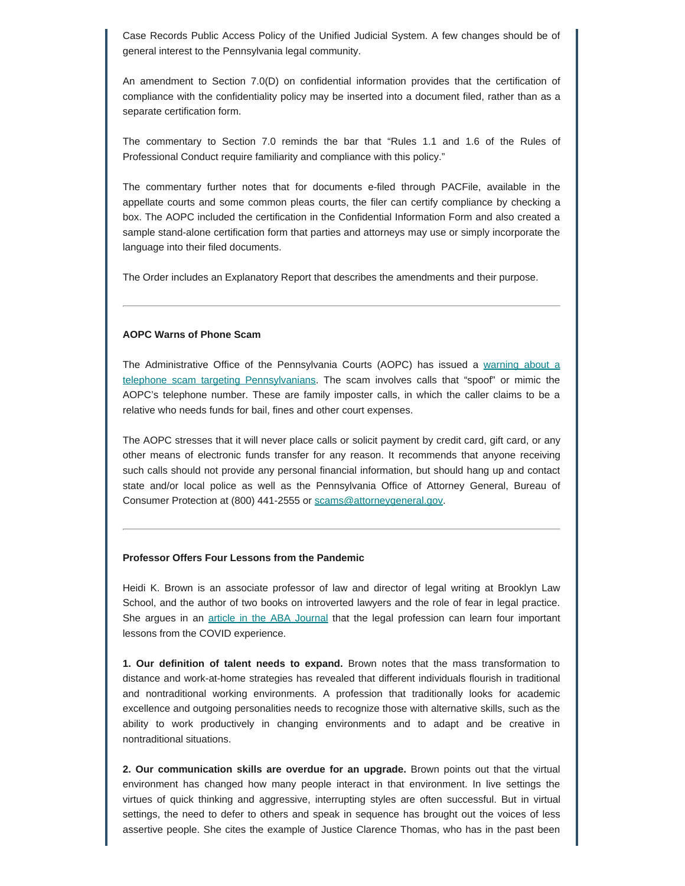Case Records Public Access Policy of the Unified Judicial System. A few changes should be of general interest to the Pennsylvania legal community.

An amendment to Section 7.0(D) on confidential information provides that the certification of compliance with the confidentiality policy may be inserted into a document filed, rather than as a separate certification form.

The commentary to Section 7.0 reminds the bar that "Rules 1.1 and 1.6 of the Rules of Professional Conduct require familiarity and compliance with this policy."

The commentary further notes that for documents e-filed through PACFile, available in the appellate courts and some common pleas courts, the filer can certify compliance by checking a box. The AOPC included the certification in the Confidential Information Form and also created a sample stand-alone certification form that parties and attorneys may use or simply incorporate the language into their filed documents.

The Order includes an Explanatory Report that describes the amendments and their purpose.

---

### AOPC Warns of Phone Scam

The Administrative Office of the Pennsylvania Courts (AOPC) has issued a warning about a telephone scam targeting Pennsylvanians. The scam involves calls that "spoof" or mimic the AOPC's telephone number. These are family imposter calls, in which the caller claims to be a relative who needs funds for bail, fines and other court expenses.

The AOPC stresses that it will never place calls or solicit payment by credit card, gift card, or any other means of electronic funds transfer for any reason. It recommends that anyone receiving such calls should not provide any personal financial information, but should hang up and contact state and/or local police as well as the Pennsylvania Office of Attorney General, Bureau of Consumer Protection at (800) 441-2555 or scams@attorneygeneral.gov.

---

### Professor Offers Four Lessons from the Pandemic

Heidi K. Brown is an associate professor of law and director of legal writing at Brooklyn Law School, and the author of two books on introverted lawyers and the role of fear in legal practice. She argues in an article in the ABA Journal that the legal profession can learn four important lessons from the COVID experience.

**1. Our definition of talent needs to expand.** Brown notes that the mass transformation to distance and work-at-home strategies has revealed that different individuals flourish in traditional and nontraditional working environments. A profession that traditionally looks for academic excellence and outgoing personalities needs to recognize those with alternative skills, such as the ability to work productively in changing environments and to adapt and be creative in nontraditional situations.

**2. Our communication skills are overdue for an upgrade.** Brown points out that the virtual environment has changed how many people interact in that environment. In live settings the virtues of quick thinking and aggressive, interrupting styles are often successful. But in virtual settings, the need to defer to others and speak in sequence has brought out the voices of less assertive people. She cites the example of Justice Clarence Thomas, who has in the past been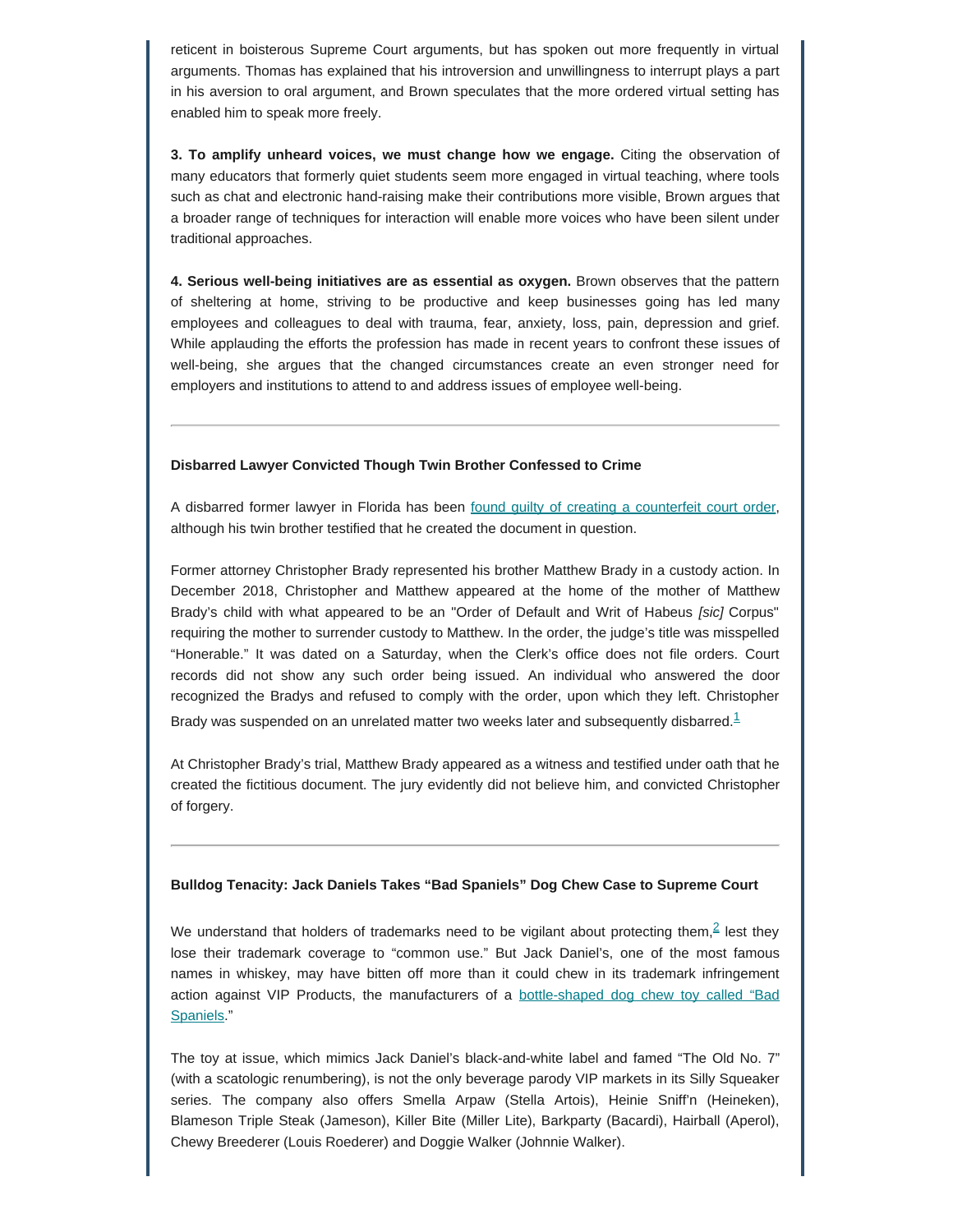reticent in boisterous Supreme Court arguments, but has spoken out more frequently in virtual arguments. Thomas has explained that his introversion and unwillingness to interrupt plays a part in his aversion to oral argument, and Brown speculates that the more ordered virtual setting has enabled him to speak more freely.

**3. To amplify unheard voices, we must change how we engage.** Citing the observation of many educators that formerly quiet students seem more engaged in virtual teaching, where tools such as chat and electronic hand-raising make their contributions more visible, Brown argues that a broader range of techniques for interaction will enable more voices who have been silent under traditional approaches.

**4. Serious well-being initiatives are as essential as oxygen.** Brown observes that the pattern of sheltering at home, striving to be productive and keep businesses going has led many employees and colleagues to deal with trauma, fear, anxiety, loss, pain, depression and grief. While applauding the efforts the profession has made in recent years to confront these issues of well-being, she argues that the changed circumstances create an even stronger need for employers and institutions to attend to and address issues of employee well-being.

---

**Disbarred Lawyer Convicted Though Twin Brother Confessed to Crime**

A disbarred former lawyer in Florida has been found guilty of creating a counterfeit court order, although his twin brother testified that he created the document in question.

Former attorney Christopher Brady represented his brother Matthew Brady in a custody action. In December 2018, Christopher and Matthew appeared at the home of the mother of Matthew Brady's child with what appeared to be an "Order of Default and Writ of Habeus *[sic]* Corpus" requiring the mother to surrender custody to Matthew. In the order, the judge's title was misspelled "Honerable." It was dated on a Saturday, when the Clerk's office does not file orders. Court records did not show any such order being issued. An individual who answered the door recognized the Bradys and refused to comply with the order, upon which they left. Christopher Brady was suspended on an unrelated matter two weeks later and subsequently disbarred.[1]

At Christopher Brady's trial, Matthew Brady appeared as a witness and testified under oath that he created the fictitious document. The jury evidently did not believe him, and convicted Christopher of forgery.

---

**Bulldog Tenacity: Jack Daniels Takes "Bad Spaniels" Dog Chew Case to Supreme Court**

We understand that holders of trademarks need to be vigilant about protecting them,[2] lest they lose their trademark coverage to "common use." But Jack Daniel's, one of the most famous names in whiskey, may have bitten off more than it could chew in its trademark infringement action against VIP Products, the manufacturers of a bottle-shaped dog chew toy called "Bad Spaniels."

The toy at issue, which mimics Jack Daniel's black-and-white label and famed "The Old No. 7" (with a scatologic renumbering), is not the only beverage parody VIP markets in its Silly Squeaker series. The company also offers Smella Arpaw (Stella Artois), Heinie Sniff'n (Heineken), Blameson Triple Steak (Jameson), Killer Bite (Miller Lite), Barkparty (Bacardi), Hairball (Aperol), Chewy Breederer (Louis Roederer) and Doggie Walker (Johnnie Walker).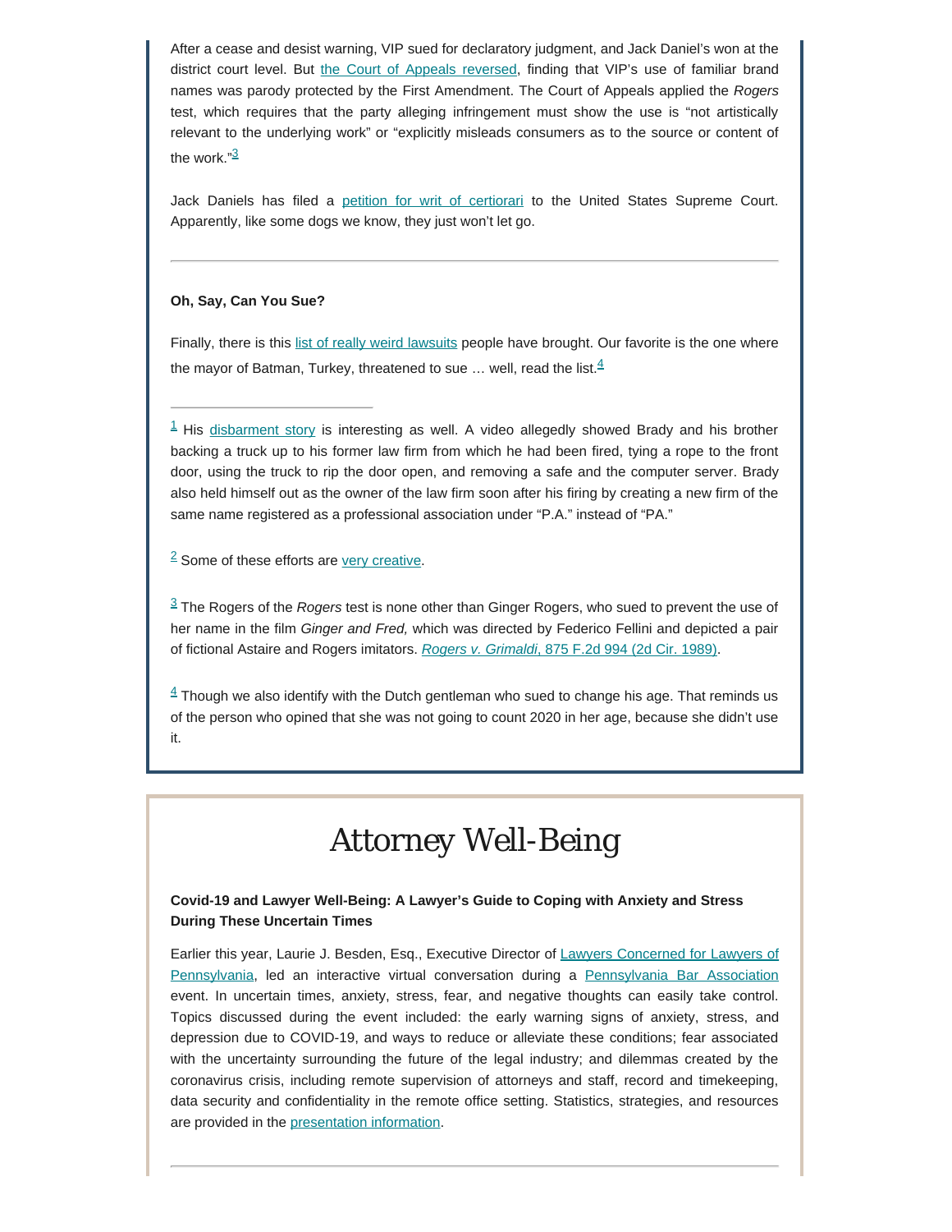After a cease and desist warning, VIP sued for declaratory judgment, and Jack Daniel's won at the district court level. But the Court of Appeals reversed, finding that VIP's use of familiar brand names was parody protected by the First Amendment. The Court of Appeals applied the *Rogers* test, which requires that the party alleging infringement must show the use is "not artistically relevant to the underlying work" or "explicitly misleads consumers as to the source or content of the work."[3]

Jack Daniels has filed a petition for writ of certiorari to the United States Supreme Court. Apparently, like some dogs we know, they just won't let go.

---

**Oh, Say, Can You Sue?**

Finally, there is this list of really weird lawsuits people have brought. Our favorite is the one where the mayor of Batman, Turkey, threatened to sue … well, read the list.[4]

---

[1] His disbarment story is interesting as well. A video allegedly showed Brady and his brother backing a truck up to his former law firm from which he had been fired, tying a rope to the front door, using the truck to rip the door open, and removing a safe and the computer server. Brady also held himself out as the owner of the law firm soon after his firing by creating a new firm of the same name registered as a professional association under "P.A." instead of "PA."

[2] Some of these efforts are very creative.

[3] The Rogers of the *Rogers* test is none other than Ginger Rogers, who sued to prevent the use of her name in the film *Ginger and Fred,* which was directed by Federico Fellini and depicted a pair of fictional Astaire and Rogers imitators. *Rogers v. Grimaldi*, 875 F.2d 994 (2d Cir. 1989).

[4] Though we also identify with the Dutch gentleman who sued to change his age. That reminds us of the person who opined that she was not going to count 2020 in her age, because she didn't use it.

# Attorney Well-Being

**Covid-19 and Lawyer Well-Being: A Lawyer's Guide to Coping with Anxiety and Stress During These Uncertain Times**

Earlier this year, Laurie J. Besden, Esq., Executive Director of Lawyers Concerned for Lawyers of Pennsylvania, led an interactive virtual conversation during a Pennsylvania Bar Association event. In uncertain times, anxiety, stress, fear, and negative thoughts can easily take control. Topics discussed during the event included: the early warning signs of anxiety, stress, and depression due to COVID-19, and ways to reduce or alleviate these conditions; fear associated with the uncertainty surrounding the future of the legal industry; and dilemmas created by the coronavirus crisis, including remote supervision of attorneys and staff, record and timekeeping, data security and confidentiality in the remote office setting. Statistics, strategies, and resources are provided in the presentation information.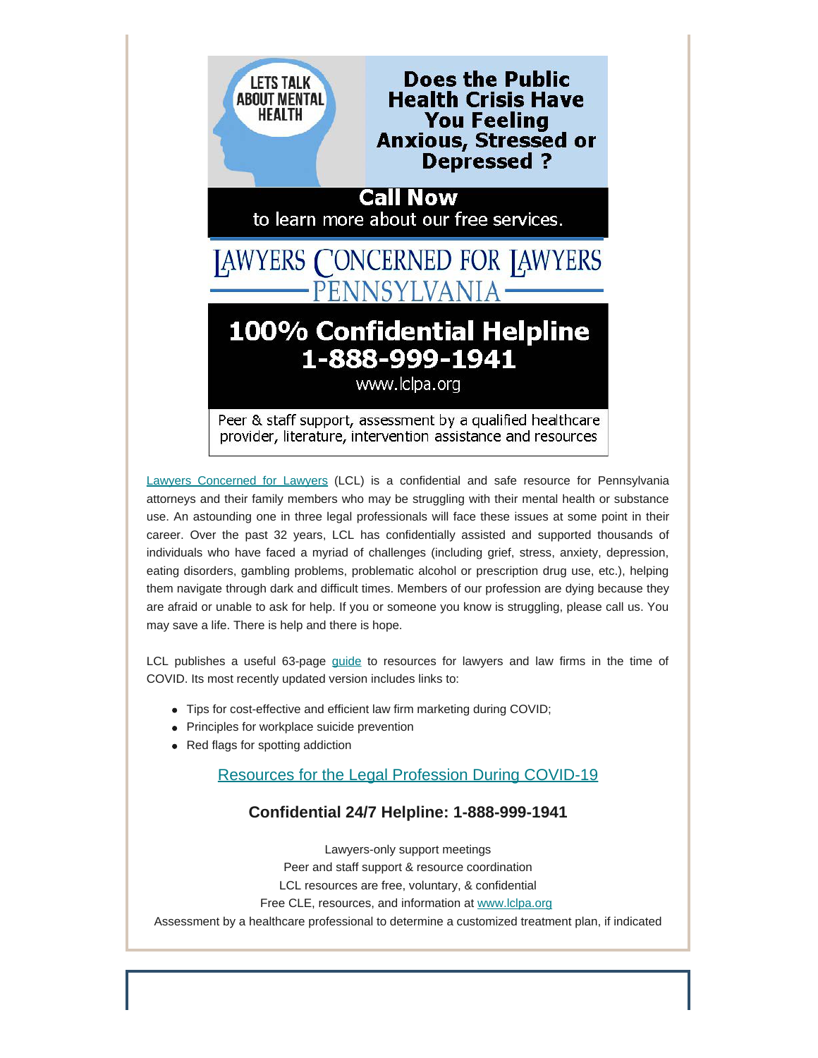LETS TALK ABOUT MENTAL HEALTH

**Does the Public Health Crisis Have You Feeling Anxious, Stressed or Depressed ?**

**Call Now**
to learn more about our free services.

LAWYERS CONCERNED FOR LAWYERS
PENNSYLVANIA

**100% Confidential Helpline**
**1-888-999-1941**
www.lclpa.org

Peer & staff support, assessment by a qualified healthcare provider, literature, intervention assistance and resources

Lawyers Concerned for Lawyers (LCL) is a confidential and safe resource for Pennsylvania attorneys and their family members who may be struggling with their mental health or substance use. An astounding one in three legal professionals will face these issues at some point in their career. Over the past 32 years, LCL has confidentially assisted and supported thousands of individuals who have faced a myriad of challenges (including grief, stress, anxiety, depression, eating disorders, gambling problems, problematic alcohol or prescription drug use, etc.), helping them navigate through dark and difficult times. Members of our profession are dying because they are afraid or unable to ask for help. If you or someone you know is struggling, please call us. You may save a life. There is help and there is hope.

LCL publishes a useful 63-page guide to resources for lawyers and law firms in the time of COVID. Its most recently updated version includes links to:

- Tips for cost-effective and efficient law firm marketing during COVID;
- Principles for workplace suicide prevention
- Red flags for spotting addiction

Resources for the Legal Profession During COVID-19

### Confidential 24/7 Helpline: 1-888-999-1941

Lawyers-only support meetings
Peer and staff support & resource coordination
LCL resources are free, voluntary, & confidential
Free CLE, resources, and information at www.lclpa.org
Assessment by a healthcare professional to determine a customized treatment plan, if indicated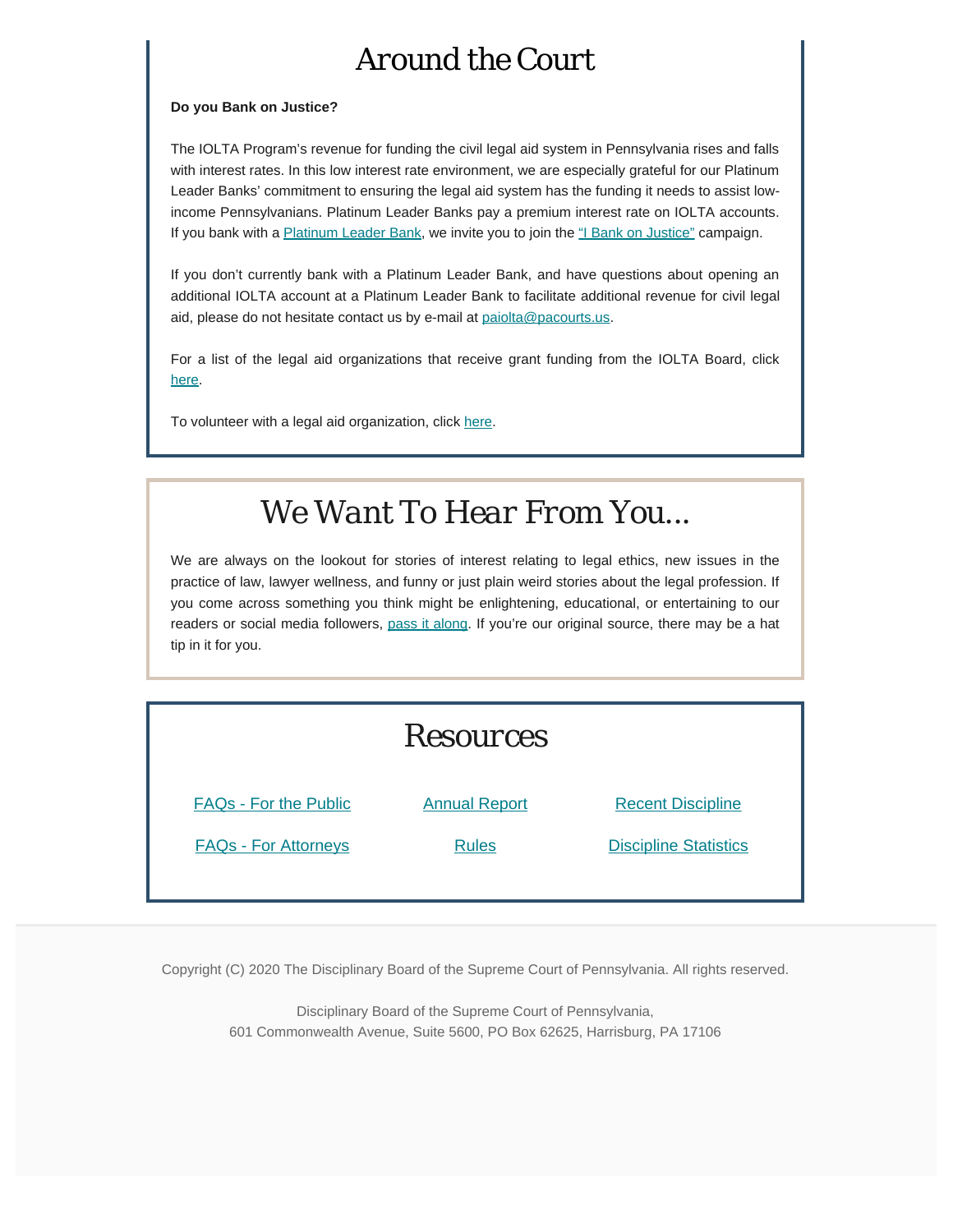# Around the Court

**Do you Bank on Justice?**

The IOLTA Program's revenue for funding the civil legal aid system in Pennsylvania rises and falls with interest rates. In this low interest rate environment, we are especially grateful for our Platinum Leader Banks' commitment to ensuring the legal aid system has the funding it needs to assist low-income Pennsylvanians. Platinum Leader Banks pay a premium interest rate on IOLTA accounts. If you bank with a Platinum Leader Bank, we invite you to join the "I Bank on Justice" campaign.

If you don't currently bank with a Platinum Leader Bank, and have questions about opening an additional IOLTA account at a Platinum Leader Bank to facilitate additional revenue for civil legal aid, please do not hesitate contact us by e-mail at paiolta@pacourts.us.

For a list of the legal aid organizations that receive grant funding from the IOLTA Board, click here.

To volunteer with a legal aid organization, click here.

# We Want To Hear From You...

We are always on the lookout for stories of interest relating to legal ethics, new issues in the practice of law, lawyer wellness, and funny or just plain weird stories about the legal profession. If you come across something you think might be enlightening, educational, or entertaining to our readers or social media followers, pass it along. If you're our original source, there may be a hat tip in it for you.

# Resources

FAQs - For the Public

FAQs - For Attorneys

Annual Report

Rules

Recent Discipline

Discipline Statistics

Copyright (C) 2020 The Disciplinary Board of the Supreme Court of Pennsylvania. All rights reserved.

Disciplinary Board of the Supreme Court of Pennsylvania,
601 Commonwealth Avenue, Suite 5600, PO Box 62625, Harrisburg, PA 17106